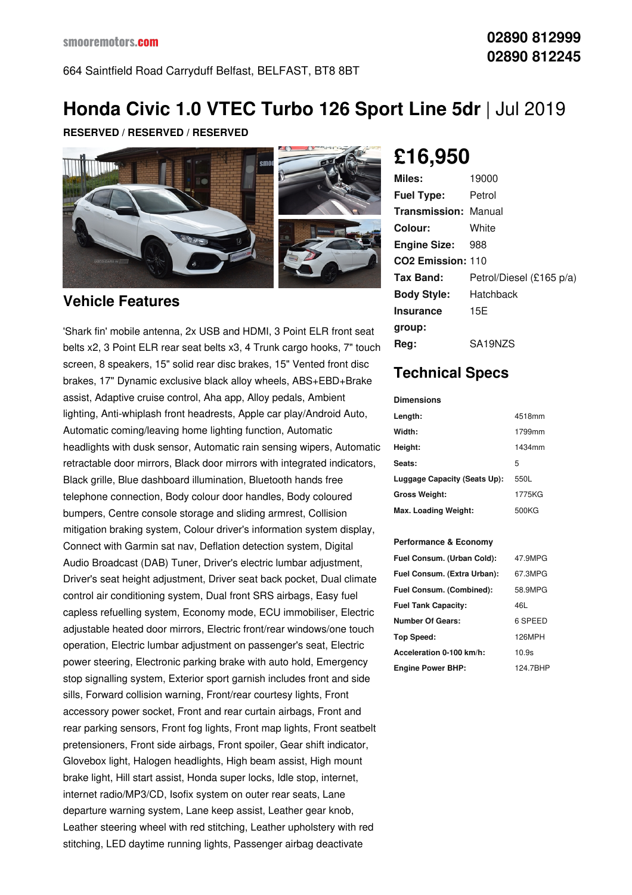smooremotors.com

664 Saintfield Road Carryduff Belfast, BELFAST, BT8 8BT

02890 812999
02890 812245

# Honda Civic 1.0 VTEC Turbo 126 Sport Line 5dr | Jul 2019

**RESERVED / RESERVED / RESERVED**

## £16,950

| | |
|---|---|
| **Miles:** | 19000 |
| **Fuel Type:** | Petrol |
| **Transmission:** | Manual |
| **Colour:** | White |
| **Engine Size:** | 988 |
| **CO2 Emission:** | 110 |
| **Tax Band:** | Petrol/Diesel (£165 p/a) |
| **Body Style:** | Hatchback |
| **Insurance group:** | 15E |
| **Reg:** | SA19NZS |

## Technical Specs

**Dimensions**

| | |
|---|---|
| **Length:** | 4518mm |
| **Width:** | 1799mm |
| **Height:** | 1434mm |
| **Seats:** | 5 |
| **Luggage Capacity (Seats Up):** | 550L |
| **Gross Weight:** | 1775KG |
| **Max. Loading Weight:** | 500KG |

**Performance & Economy**

| | |
|---|---|
| **Fuel Consum. (Urban Cold):** | 47.9MPG |
| **Fuel Consum. (Extra Urban):** | 67.3MPG |
| **Fuel Consum. (Combined):** | 58.9MPG |
| **Fuel Tank Capacity:** | 46L |
| **Number Of Gears:** | 6 SPEED |
| **Top Speed:** | 126MPH |
| **Acceleration 0-100 km/h:** | 10.9s |
| **Engine Power BHP:** | 124.7BHP |

## Vehicle Features

'Shark fin' mobile antenna, 2x USB and HDMI, 3 Point ELR front seat belts x2, 3 Point ELR rear seat belts x3, 4 Trunk cargo hooks, 7" touch screen, 8 speakers, 15" solid rear disc brakes, 15" Vented front disc brakes, 17" Dynamic exclusive black alloy wheels, ABS+EBD+Brake assist, Adaptive cruise control, Aha app, Alloy pedals, Ambient lighting, Anti-whiplash front headrests, Apple car play/Android Auto, Automatic coming/leaving home lighting function, Automatic headlights with dusk sensor, Automatic rain sensing wipers, Automatic retractable door mirrors, Black door mirrors with integrated indicators, Black grille, Blue dashboard illumination, Bluetooth hands free telephone connection, Body colour door handles, Body coloured bumpers, Centre console storage and sliding armrest, Collision mitigation braking system, Colour driver's information system display, Connect with Garmin sat nav, Deflation detection system, Digital Audio Broadcast (DAB) Tuner, Driver's electric lumbar adjustment, Driver's seat height adjustment, Driver seat back pocket, Dual climate control air conditioning system, Dual front SRS airbags, Easy fuel capless refuelling system, Economy mode, ECU immobiliser, Electric adjustable heated door mirrors, Electric front/rear windows/one touch operation, Electric lumbar adjustment on passenger's seat, Electric power steering, Electronic parking brake with auto hold, Emergency stop signalling system, Exterior sport garnish includes front and side sills, Forward collision warning, Front/rear courtesy lights, Front accessory power socket, Front and rear curtain airbags, Front and rear parking sensors, Front fog lights, Front map lights, Front seatbelt pretensioners, Front side airbags, Front spoiler, Gear shift indicator, Glovebox light, Halogen headlights, High beam assist, High mount brake light, Hill start assist, Honda super locks, Idle stop, internet, internet radio/MP3/CD, Isofix system on outer rear seats, Lane departure warning system, Lane keep assist, Leather gear knob, Leather steering wheel with red stitching, Leather upholstery with red stitching, LED daytime running lights, Passenger airbag deactivate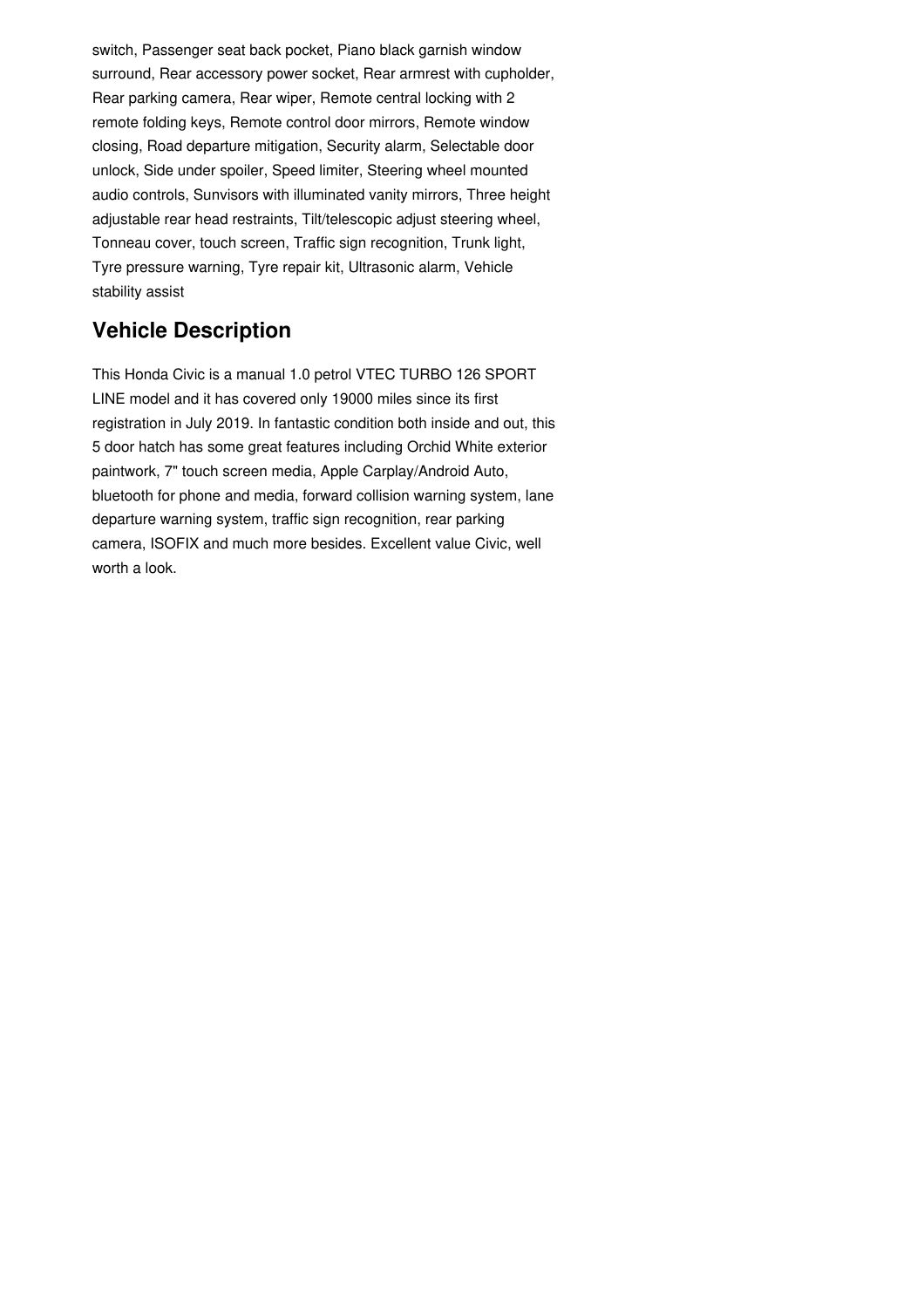switch, Passenger seat back pocket, Piano black garnish window surround, Rear accessory power socket, Rear armrest with cupholder, Rear parking camera, Rear wiper, Remote central locking with 2 remote folding keys, Remote control door mirrors, Remote window closing, Road departure mitigation, Security alarm, Selectable door unlock, Side under spoiler, Speed limiter, Steering wheel mounted audio controls, Sunvisors with illuminated vanity mirrors, Three height adjustable rear head restraints, Tilt/telescopic adjust steering wheel, Tonneau cover, touch screen, Traffic sign recognition, Trunk light, Tyre pressure warning, Tyre repair kit, Ultrasonic alarm, Vehicle stability assist

## Vehicle Description

This Honda Civic is a manual 1.0 petrol VTEC TURBO 126 SPORT LINE model and it has covered only 19000 miles since its first registration in July 2019. In fantastic condition both inside and out, this 5 door hatch has some great features including Orchid White exterior paintwork, 7" touch screen media, Apple Carplay/Android Auto, bluetooth for phone and media, forward collision warning system, lane departure warning system, traffic sign recognition, rear parking camera, ISOFIX and much more besides. Excellent value Civic, well worth a look.